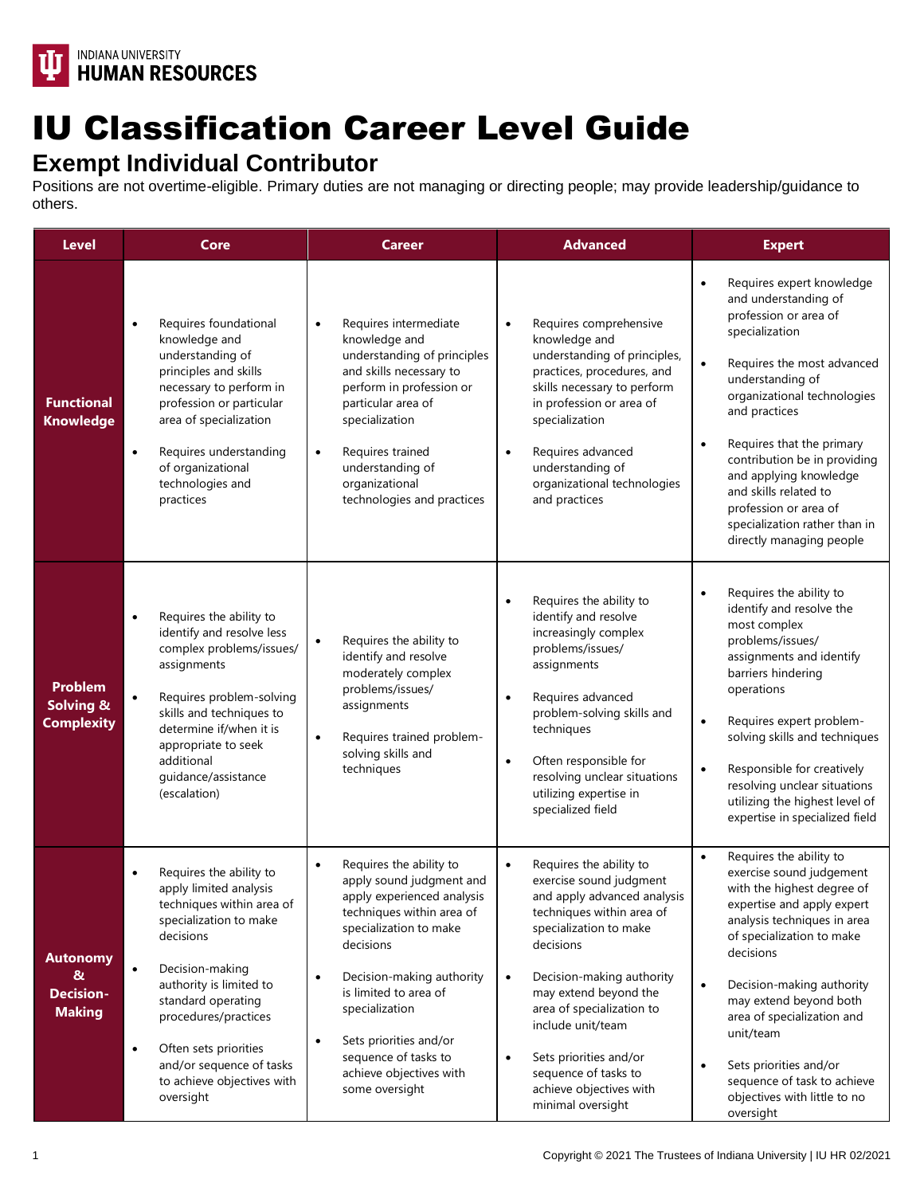INDIANA UNIVERSITY
**HUMAN RESOURCES**

# IU Classification Career Level Guide

## Exempt Individual Contributor

Positions are not overtime-eligible. Primary duties are not managing or directing people; may provide leadership/guidance to others.

| Level | Core | Career | Advanced | Expert |
|---|---|---|---|---|
| **Functional Knowledge** | • Requires foundational knowledge and understanding of principles and skills necessary to perform in profession or particular area of specialization<br>• Requires understanding of organizational technologies and practices | • Requires intermediate knowledge and understanding of principles and skills necessary to perform in profession or particular area of specialization<br>• Requires trained understanding of organizational technologies and practices | • Requires comprehensive knowledge and understanding of principles, practices, procedures, and skills necessary to perform in profession or area of specialization<br>• Requires advanced understanding of organizational technologies and practices | • Requires expert knowledge and understanding of profession or area of specialization<br>• Requires the most advanced understanding of organizational technologies and practices<br>• Requires that the primary contribution be in providing and applying knowledge and skills related to profession or area of specialization rather than in directly managing people |
| **Problem Solving & Complexity** | • Requires the ability to identify and resolve less complex problems/issues/ assignments<br>• Requires problem-solving skills and techniques to determine if/when it is appropriate to seek additional guidance/assistance (escalation) | • Requires the ability to identify and resolve moderately complex problems/issues/ assignments<br>• Requires trained problem-solving skills and techniques | • Requires the ability to identify and resolve increasingly complex problems/issues/ assignments<br>• Requires advanced problem-solving skills and techniques<br>• Often responsible for resolving unclear situations utilizing expertise in specialized field | • Requires the ability to identify and resolve the most complex problems/issues/ assignments and identify barriers hindering operations<br>• Requires expert problem-solving skills and techniques<br>• Responsible for creatively resolving unclear situations utilizing the highest level of expertise in specialized field |
| **Autonomy & Decision-Making** | • Requires the ability to apply limited analysis techniques within area of specialization to make decisions<br>• Decision-making authority is limited to standard operating procedures/practices<br>• Often sets priorities and/or sequence of tasks to achieve objectives with oversight | • Requires the ability to apply sound judgment and apply experienced analysis techniques within area of specialization to make decisions<br>• Decision-making authority is limited to area of specialization<br>• Sets priorities and/or sequence of tasks to achieve objectives with some oversight | • Requires the ability to exercise sound judgment and apply advanced analysis techniques within area of specialization to make decisions<br>• Decision-making authority may extend beyond the area of specialization to include unit/team<br>• Sets priorities and/or sequence of tasks to achieve objectives with minimal oversight | • Requires the ability to exercise sound judgement with the highest degree of expertise and apply expert analysis techniques in area of specialization to make decisions<br>• Decision-making authority may extend beyond both area of specialization and unit/team<br>• Sets priorities and/or sequence of task to achieve objectives with little to no oversight |

Copyright © 2021 The Trustees of Indiana University | IU HR 02/2021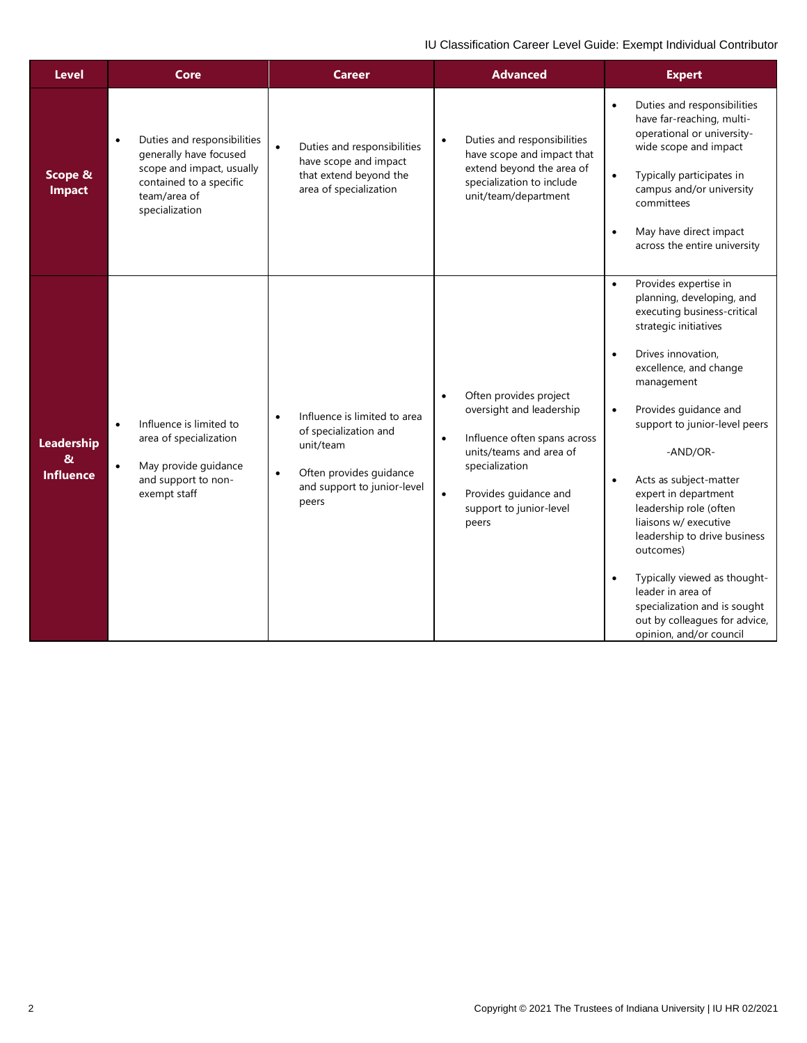| Level | Core | Career | Advanced | Expert |
|---|---|---|---|---|
| **Scope & Impact** | • Duties and responsibilities generally have focused scope and impact, usually contained to a specific team/area of specialization | • Duties and responsibilities have scope and impact that extend beyond the area of specialization | • Duties and responsibilities have scope and impact that extend beyond the area of specialization to include unit/team/department | • Duties and responsibilities have far-reaching, multi-operational or university-wide scope and impact<br>• Typically participates in campus and/or university committees<br>• May have direct impact across the entire university |
| **Leadership & Influence** | • Influence is limited to area of specialization<br>• May provide guidance and support to non-exempt staff | • Influence is limited to area of specialization and unit/team<br>• Often provides guidance and support to junior-level peers | • Often provides project oversight and leadership<br>• Influence often spans across units/teams and area of specialization<br>• Provides guidance and support to junior-level peers | • Provides expertise in planning, developing, and executing business-critical strategic initiatives<br>• Drives innovation, excellence, and change management<br>• Provides guidance and support to junior-level peers<br>-AND/OR-<br>• Acts as subject-matter expert in department leadership role (often liaisons w/ executive leadership to drive business outcomes)<br>• Typically viewed as thought-leader in area of specialization and is sought out by colleagues for advice, opinion, and/or council |